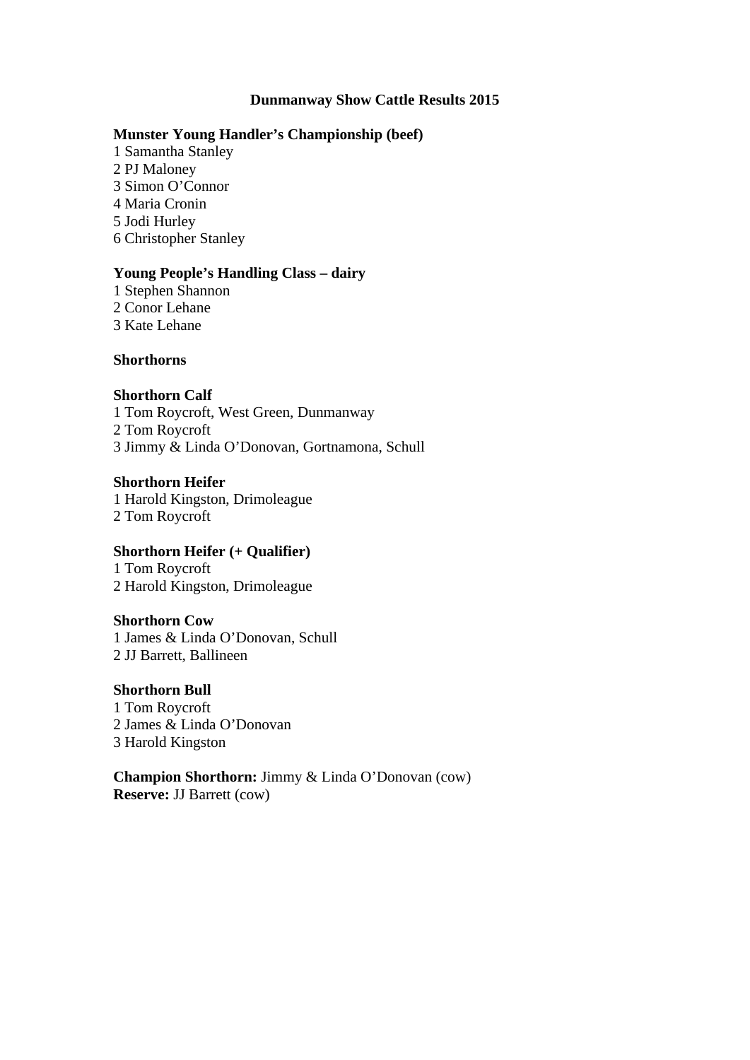# Dunmanway Show Cattle Results 2015

**Munster Young Handler's Championship (beef)**
1 Samantha Stanley
2 PJ Maloney
3 Simon O'Connor
4 Maria Cronin
5 Jodi Hurley
6 Christopher Stanley

**Young People's Handling Class – dairy**
1 Stephen Shannon
2 Conor Lehane
3 Kate Lehane

## Shorthorns

**Shorthorn Calf**
1 Tom Roycroft, West Green, Dunmanway
2 Tom Roycroft
3 Jimmy & Linda O'Donovan, Gortnamona, Schull

**Shorthorn Heifer**
1 Harold Kingston, Drimoleague
2 Tom Roycroft

**Shorthorn Heifer (+ Qualifier)**
1 Tom Roycroft
2 Harold Kingston, Drimoleague

**Shorthorn Cow**
1 James & Linda O'Donovan, Schull
2 JJ Barrett, Ballineen

**Shorthorn Bull**
1 Tom Roycroft
2 James & Linda O'Donovan
3 Harold Kingston

**Champion Shorthorn:** Jimmy & Linda O'Donovan (cow)
**Reserve:** JJ Barrett (cow)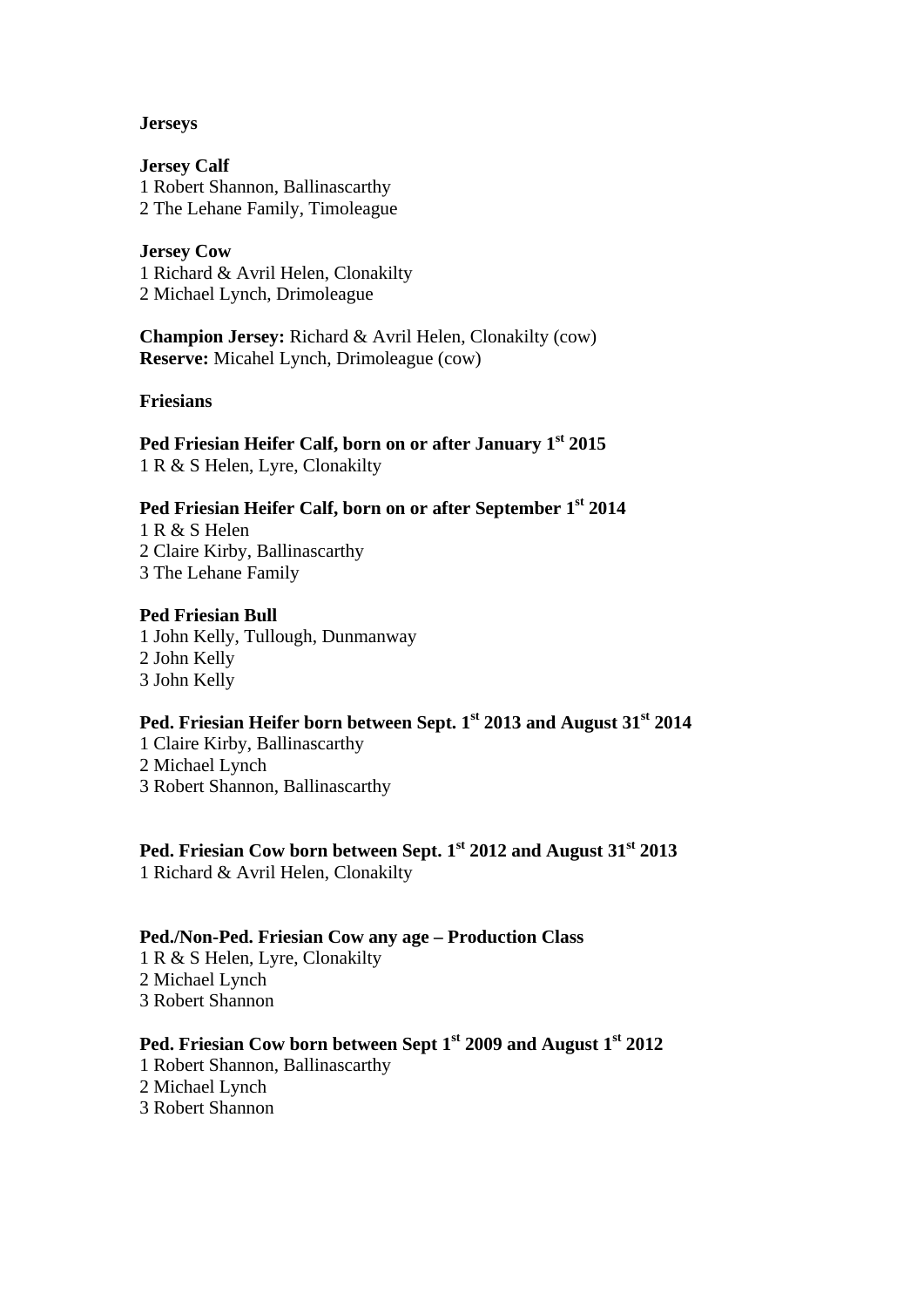**Jerseys**

**Jersey Calf**
1 Robert Shannon, Ballinascarthy
2 The Lehane Family, Timoleague

**Jersey Cow**
1 Richard & Avril Helen, Clonakilty
2 Michael Lynch, Drimoleague

**Champion Jersey:** Richard & Avril Helen, Clonakilty (cow)
**Reserve:** Micahel Lynch, Drimoleague (cow)

**Friesians**

**Ped Friesian Heifer Calf, born on or after January 1st 2015**
1 R & S Helen, Lyre, Clonakilty

**Ped Friesian Heifer Calf, born on or after September 1st 2014**
1 R & S Helen
2 Claire Kirby, Ballinascarthy
3 The Lehane Family

**Ped Friesian Bull**
1 John Kelly, Tullough, Dunmanway
2 John Kelly
3 John Kelly

**Ped. Friesian Heifer born between Sept. 1st 2013 and August 31st 2014**
1 Claire Kirby, Ballinascarthy
2 Michael Lynch
3 Robert Shannon, Ballinascarthy

**Ped. Friesian Cow born between Sept. 1st 2012 and August 31st 2013**
1 Richard & Avril Helen, Clonakilty

**Ped./Non-Ped. Friesian Cow any age – Production Class**
1 R & S Helen, Lyre, Clonakilty
2 Michael Lynch
3 Robert Shannon

**Ped. Friesian Cow born between Sept 1st 2009 and August 1st 2012**
1 Robert Shannon, Ballinascarthy
2 Michael Lynch
3 Robert Shannon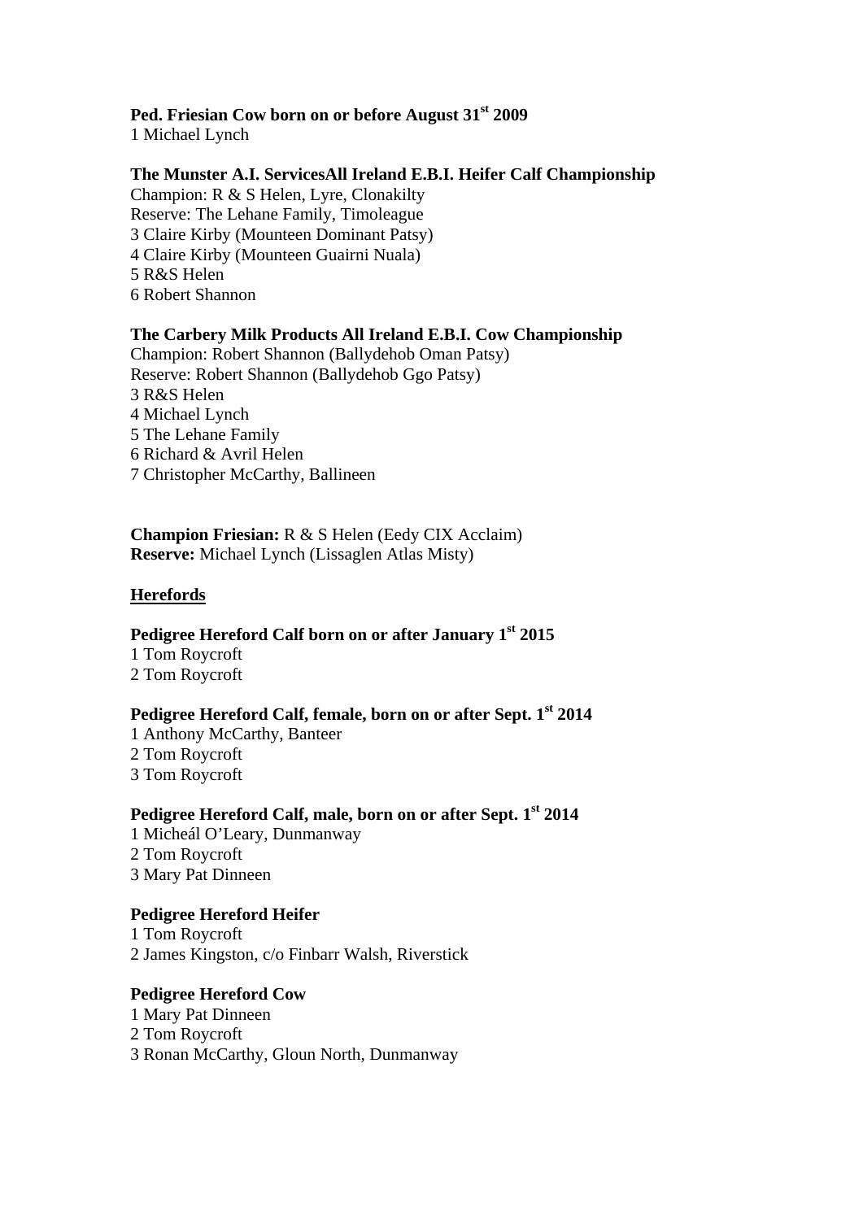**Ped. Friesian Cow born on or before August 31st 2009**
1 Michael Lynch

**The Munster A.I. ServicesAll Ireland E.B.I. Heifer Calf Championship**
Champion: R & S Helen, Lyre, Clonakilty
Reserve: The Lehane Family, Timoleague
3 Claire Kirby (Mounteen Dominant Patsy)
4 Claire Kirby (Mounteen Guairni Nuala)
5 R&S Helen
6 Robert Shannon

**The Carbery Milk Products All Ireland E.B.I. Cow Championship**
Champion: Robert Shannon (Ballydehob Oman Patsy)
Reserve: Robert Shannon (Ballydehob Ggo Patsy)
3 R&S Helen
4 Michael Lynch
5 The Lehane Family
6 Richard & Avril Helen
7 Christopher McCarthy, Ballineen

**Champion Friesian:** R & S Helen (Eedy CIX Acclaim)
**Reserve:** Michael Lynch (Lissaglen Atlas Misty)

## Herefords

**Pedigree Hereford Calf born on or after January 1st 2015**
1 Tom Roycroft
2 Tom Roycroft

**Pedigree Hereford Calf, female, born on or after Sept. 1st 2014**
1 Anthony McCarthy, Banteer
2 Tom Roycroft
3 Tom Roycroft

**Pedigree Hereford Calf, male, born on or after Sept. 1st 2014**
1 Micheál O'Leary, Dunmanway
2 Tom Roycroft
3 Mary Pat Dinneen

**Pedigree Hereford Heifer**
1 Tom Roycroft
2 James Kingston, c/o Finbarr Walsh, Riverstick

**Pedigree Hereford Cow**
1 Mary Pat Dinneen
2 Tom Roycroft
3 Ronan McCarthy, Gloun North, Dunmanway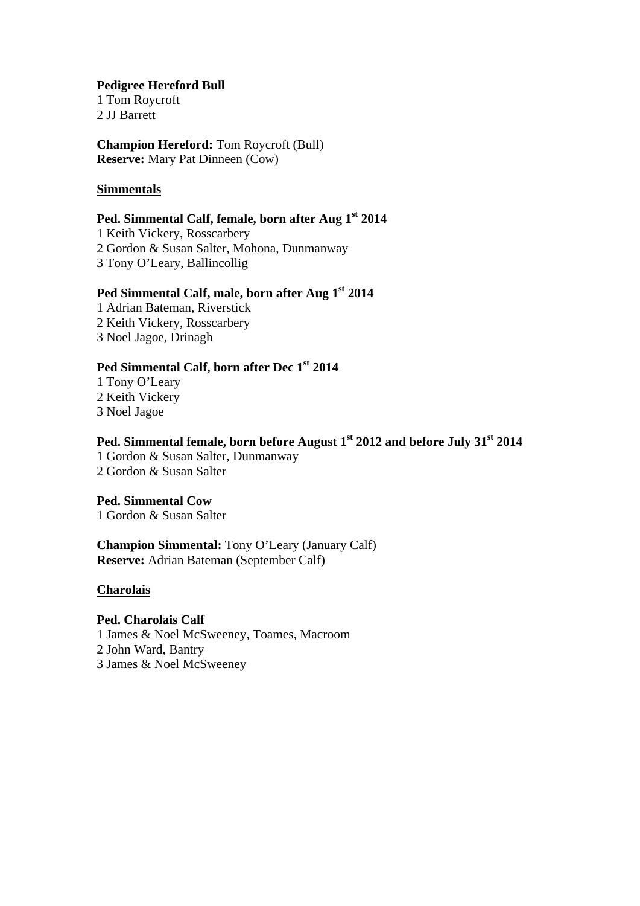**Pedigree Hereford Bull**
1 Tom Roycroft
2 JJ Barrett

**Champion Hereford:** Tom Roycroft (Bull)
**Reserve:** Mary Pat Dinneen (Cow)

**Simmentals**

**Ped. Simmental Calf, female, born after Aug 1st 2014**
1 Keith Vickery, Rosscarbery
2 Gordon & Susan Salter, Mohona, Dunmanway
3 Tony O'Leary, Ballincollig

**Ped Simmental Calf, male, born after Aug 1st 2014**
1 Adrian Bateman, Riverstick
2 Keith Vickery, Rosscarbery
3 Noel Jagoe, Drinagh

**Ped Simmental Calf, born after Dec 1st 2014**
1 Tony O'Leary
2 Keith Vickery
3 Noel Jagoe

**Ped. Simmental female, born before August 1st 2012 and before July 31st 2014**
1 Gordon & Susan Salter, Dunmanway
2 Gordon & Susan Salter

**Ped. Simmental Cow**
1 Gordon & Susan Salter

**Champion Simmental:** Tony O'Leary (January Calf)
**Reserve:** Adrian Bateman (September Calf)

**Charolais**

**Ped. Charolais Calf**
1 James & Noel McSweeney, Toames, Macroom
2 John Ward, Bantry
3 James & Noel McSweeney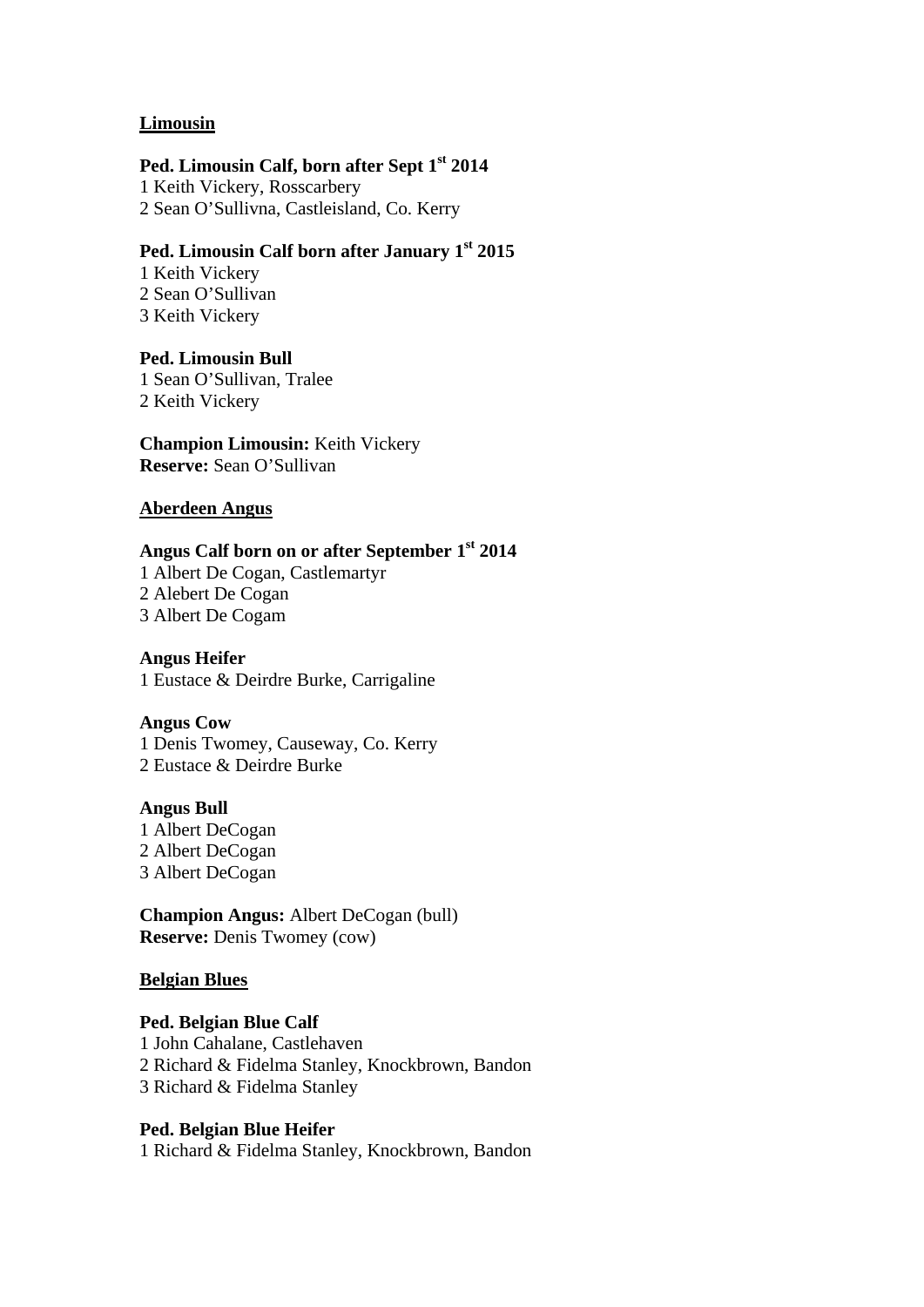**Limousin**

**Ped. Limousin Calf, born after Sept 1st 2014**
1 Keith Vickery, Rosscarbery
2 Sean O'Sullivna, Castleisland, Co. Kerry

**Ped. Limousin Calf born after January 1st 2015**
1 Keith Vickery
2 Sean O'Sullivan
3 Keith Vickery

**Ped. Limousin Bull**
1 Sean O'Sullivan, Tralee
2 Keith Vickery

**Champion Limousin:** Keith Vickery
**Reserve:** Sean O'Sullivan

**Aberdeen Angus**

**Angus Calf born on or after September 1st 2014**
1 Albert De Cogan, Castlemartyr
2 Alebert De Cogan
3 Albert De Cogam

**Angus Heifer**
1 Eustace & Deirdre Burke, Carrigaline

**Angus Cow**
1 Denis Twomey, Causeway, Co. Kerry
2 Eustace & Deirdre Burke

**Angus Bull**
1 Albert DeCogan
2 Albert DeCogan
3 Albert DeCogan

**Champion Angus:** Albert DeCogan (bull)
**Reserve:** Denis Twomey (cow)

**Belgian Blues**

**Ped. Belgian Blue Calf**
1 John Cahalane, Castlehaven
2 Richard & Fidelma Stanley, Knockbrown, Bandon
3 Richard & Fidelma Stanley

**Ped. Belgian Blue Heifer**
1 Richard & Fidelma Stanley, Knockbrown, Bandon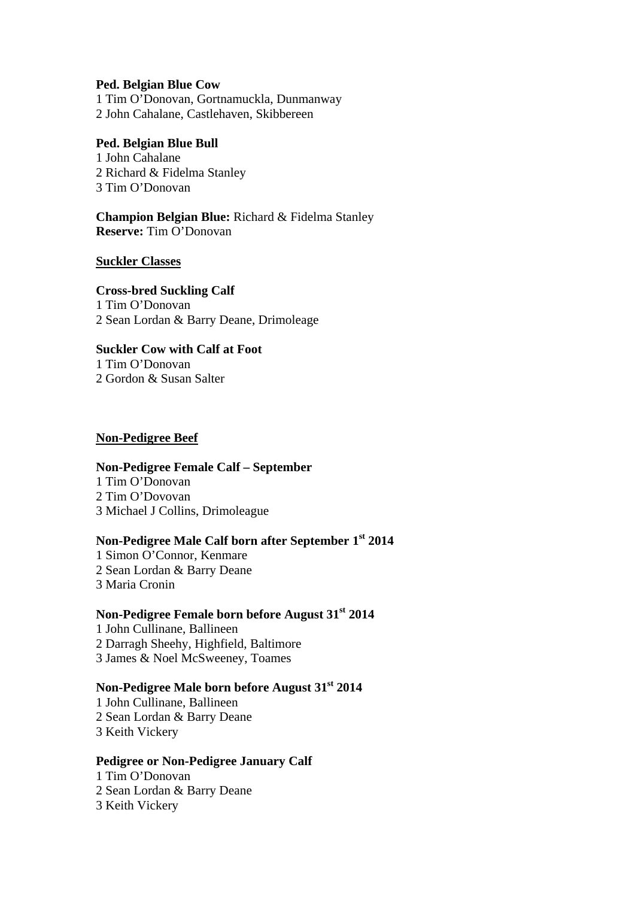**Ped. Belgian Blue Cow**
1 Tim O'Donovan, Gortnamuckla, Dunmanway
2 John Cahalane, Castlehaven, Skibbereen

**Ped. Belgian Blue Bull**
1 John Cahalane
2 Richard & Fidelma Stanley
3 Tim O'Donovan

**Champion Belgian Blue:** Richard & Fidelma Stanley
**Reserve:** Tim O'Donovan

**Suckler Classes**

**Cross-bred Suckling Calf**
1 Tim O'Donovan
2 Sean Lordan & Barry Deane, Drimoleage

**Suckler Cow with Calf at Foot**
1 Tim O'Donovan
2 Gordon & Susan Salter

**Non-Pedigree Beef**

**Non-Pedigree Female Calf – September**
1 Tim O'Donovan
2 Tim O'Dovovan
3 Michael J Collins, Drimoleague

**Non-Pedigree Male Calf born after September 1st 2014**
1 Simon O'Connor, Kenmare
2 Sean Lordan & Barry Deane
3 Maria Cronin

**Non-Pedigree Female born before August 31st 2014**
1 John Cullinane, Ballineen
2 Darragh Sheehy, Highfield, Baltimore
3 James & Noel McSweeney, Toames

**Non-Pedigree Male born before August 31st 2014**
1 John Cullinane, Ballineen
2 Sean Lordan & Barry Deane
3 Keith Vickery

**Pedigree or Non-Pedigree January Calf**
1 Tim O'Donovan
2 Sean Lordan & Barry Deane
3 Keith Vickery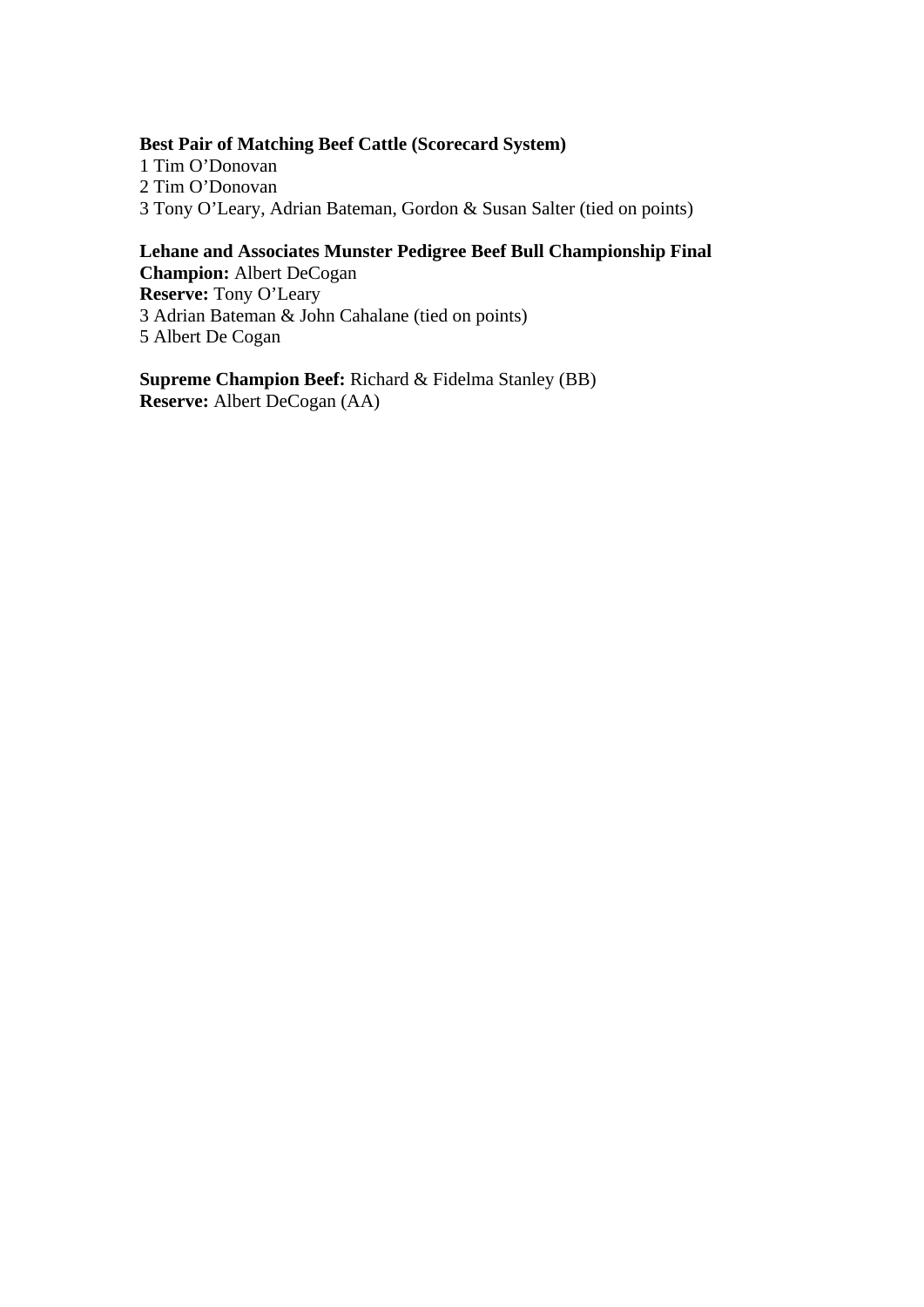**Best Pair of Matching Beef Cattle (Scorecard System)**
1 Tim O'Donovan
2 Tim O'Donovan
3 Tony O'Leary, Adrian Bateman, Gordon & Susan Salter (tied on points)

**Lehane and Associates Munster Pedigree Beef Bull Championship Final**
**Champion:** Albert DeCogan
**Reserve:** Tony O'Leary
3 Adrian Bateman & John Cahalane (tied on points)
5 Albert De Cogan

**Supreme Champion Beef:** Richard & Fidelma Stanley (BB)
**Reserve:** Albert DeCogan (AA)